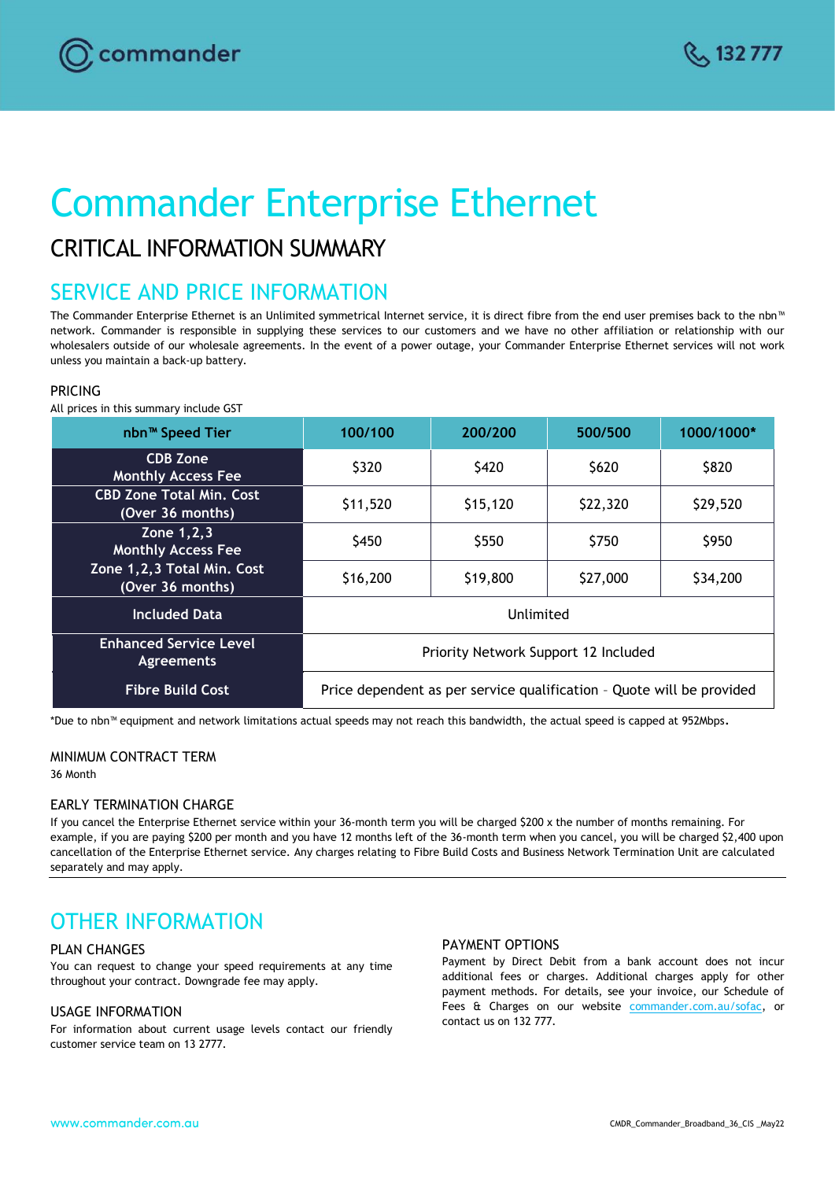# Commander Enterprise Ethernet

## CRITICAL INFORMATION SUMMARY

## SERVICE AND PRICE INFORMATION

The Commander Enterprise Ethernet is an Unlimited symmetrical Internet service, it is direct fibre from the end user premises back to the nbn™ network. Commander is responsible in supplying these services to our customers and we have no other affiliation or relationship with our wholesalers outside of our wholesale agreements. In the event of a power outage, your Commander Enterprise Ethernet services will not work unless you maintain a back-up battery.

### PRICING

All prices in this summary include GST

| nbn™ Speed Tier | 100/100 | 200/200 | 500/500 | 1000/1000* |
|---|---|---|---|---|
| CDB Zone Monthly Access Fee | $320 | $420 | $620 | $820 |
| CBD Zone Total Min. Cost (Over 36 months) | $11,520 | $15,120 | $22,320 | $29,520 |
| Zone 1,2,3 Monthly Access Fee | $450 | $550 | $750 | $950 |
| Zone 1,2,3 Total Min. Cost (Over 36 months) | $16,200 | $19,800 | $27,000 | $34,200 |
| Included Data | Unlimited | | | |
| Enhanced Service Level Agreements | Priority Network Support 12 Included | | | |
| Fibre Build Cost | Price dependent as per service qualification – Quote will be provided | | | |

*Due to nbn™ equipment and network limitations actual speeds may not reach this bandwidth, the actual speed is capped at 952Mbps.

### MINIMUM CONTRACT TERM

36 Month

### EARLY TERMINATION CHARGE

If you cancel the Enterprise Ethernet service within your 36-month term you will be charged $200 x the number of months remaining. For example, if you are paying $200 per month and you have 12 months left of the 36-month term when you cancel, you will be charged $2,400 upon cancellation of the Enterprise Ethernet service. Any charges relating to Fibre Build Costs and Business Network Termination Unit are calculated separately and may apply.

## OTHER INFORMATION

### PLAN CHANGES

You can request to change your speed requirements at any time throughout your contract. Downgrade fee may apply.

### USAGE INFORMATION

For information about current usage levels contact our friendly customer service team on 13 2777.

### PAYMENT OPTIONS

Payment by Direct Debit from a bank account does not incur additional fees or charges. Additional charges apply for other payment methods. For details, see your invoice, our Schedule of Fees & Charges on our website commander.com.au/sofac, or contact us on 132 777.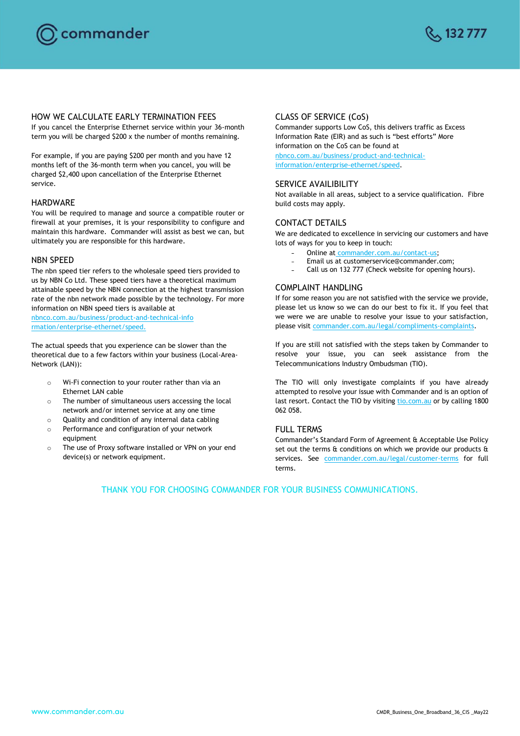## HOW WE CALCULATE EARLY TERMINATION FEES

If you cancel the Enterprise Ethernet service within your 36-month term you will be charged $200 x the number of months remaining.

For example, if you are paying $200 per month and you have 12 months left of the 36-month term when you cancel, you will be charged $2,400 upon cancellation of the Enterprise Ethernet service.

## HARDWARE

You will be required to manage and source a compatible router or firewall at your premises, it is your responsibility to configure and maintain this hardware. Commander will assist as best we can, but ultimately you are responsible for this hardware.

## NBN SPEED

The nbn speed tier refers to the wholesale speed tiers provided to us by NBN Co Ltd. These speed tiers have a theoretical maximum attainable speed by the NBN connection at the highest transmission rate of the nbn network made possible by the technology. For more information on NBN speed tiers is available at nbnco.com.au/business/product-and-technical-information/enterprise-ethernet/speed.

The actual speeds that you experience can be slower than the theoretical due to a few factors within your business (Local-Area-Network (LAN)):

- Wi-Fi connection to your router rather than via an Ethernet LAN cable
- The number of simultaneous users accessing the local network and/or internet service at any one time
- Quality and condition of any internal data cabling
- Performance and configuration of your network equipment
- The use of Proxy software installed or VPN on your end device(s) or network equipment.

## CLASS OF SERVICE (CoS)

Commander supports Low CoS, this delivers traffic as Excess Information Rate (EIR) and as such is "best efforts" More information on the CoS can be found at nbnco.com.au/business/product-and-technical-information/enterprise-ethernet/speed.

## SERVICE AVAILIBILITY

Not available in all areas, subject to a service qualification. Fibre build costs may apply.

## CONTACT DETAILS

We are dedicated to excellence in servicing our customers and have lots of ways for you to keep in touch:

- Online at commander.com.au/contact-us;
- Email us at customerservice@commander.com;
- Call us on 132 777 (Check website for opening hours).

## COMPLAINT HANDLING

If for some reason you are not satisfied with the service we provide, please let us know so we can do our best to fix it. If you feel that we were we are unable to resolve your issue to your satisfaction, please visit commander.com.au/legal/compliments-complaints.

If you are still not satisfied with the steps taken by Commander to resolve your issue, you can seek assistance from the Telecommunications Industry Ombudsman (TIO).

The TIO will only investigate complaints if you have already attempted to resolve your issue with Commander and is an option of last resort. Contact the TIO by visiting tio.com.au or by calling 1800 062 058.

## FULL TERMS

Commander's Standard Form of Agreement & Acceptable Use Policy set out the terms & conditions on which we provide our products & services. See commander.com.au/legal/customer-terms for full terms.

THANK YOU FOR CHOOSING COMMANDER FOR YOUR BUSINESS COMMUNICATIONS.